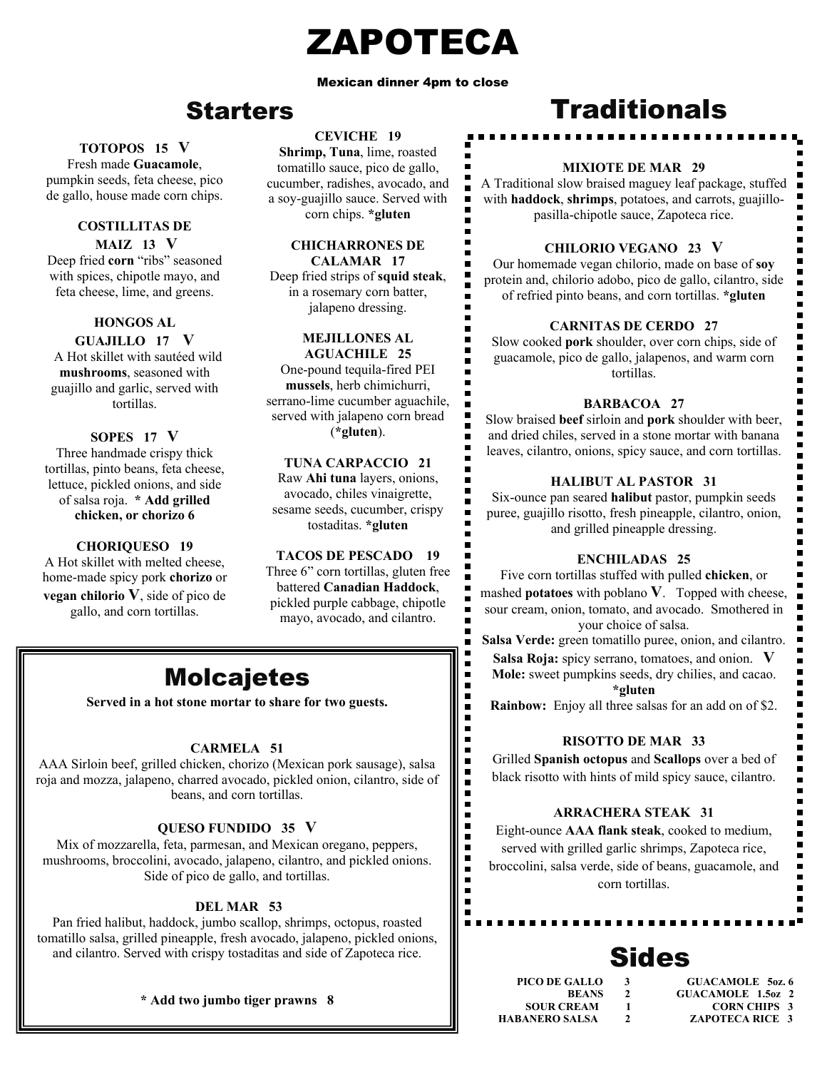# ZAPOTECA

Mexican dinner 4pm to close

## Starters

**TOTOPOS 15 V**
Fresh made **Guacamole**, pumpkin seeds, feta cheese, pico de gallo, house made corn chips.

**COSTILLITAS DE MAIZ 13 V**
Deep fried **corn** "ribs" seasoned with spices, chipotle mayo, and feta cheese, lime, and greens.

**HONGOS AL GUAJILLO 17 V**
A Hot skillet with sautéed wild **mushrooms**, seasoned with guajillo and garlic, served with tortillas.

**SOPES 17 V**
Three handmade crispy thick tortillas, pinto beans, feta cheese, lettuce, pickled onions, and side of salsa roja. **\* Add grilled chicken, or chorizo 6**

**CHORIQUESO 19**
A Hot skillet with melted cheese, home-made spicy pork **chorizo** or **vegan chilorio V**, side of pico de gallo, and corn tortillas.

**CEVICHE 19**
**Shrimp, Tuna**, lime, roasted tomatillo sauce, pico de gallo, cucumber, radishes, avocado, and a soy-guajillo sauce. Served with corn chips. **\*gluten**

**CHICHARRONES DE CALAMAR 17**
Deep fried strips of **squid steak**, in a rosemary corn batter, jalapeno dressing.

**MEJILLONES AL AGUACHILE 25**
One-pound tequila-fired PEI **mussels**, herb chimichurri, serrano-lime cucumber aguachile, served with jalapeno corn bread (**\*gluten**).

**TUNA CARPACCIO 21**
Raw **Ahi tuna** layers, onions, avocado, chiles vinaigrette, sesame seeds, cucumber, crispy tostaditas. **\*gluten**

**TACOS DE PESCADO 19**
Three 6" corn tortillas, gluten free battered **Canadian Haddock**, pickled purple cabbage, chipotle mayo, avocado, and cilantro.

## Molcajetes

**Served in a hot stone mortar to share for two guests.**

**CARMELA 51**
AAA Sirloin beef, grilled chicken, chorizo (Mexican pork sausage), salsa roja and mozza, jalapeno, charred avocado, pickled onion, cilantro, side of beans, and corn tortillas.

**QUESO FUNDIDO 35 V**
Mix of mozzarella, feta, parmesan, and Mexican oregano, peppers, mushrooms, broccolini, avocado, jalapeno, cilantro, and pickled onions. Side of pico de gallo, and tortillas.

**DEL MAR 53**
Pan fried halibut, haddock, jumbo scallop, shrimps, octopus, roasted tomatillo salsa, grilled pineapple, fresh avocado, jalapeno, pickled onions, and cilantro. Served with crispy tostaditas and side of Zapoteca rice.

**\* Add two jumbo tiger prawns 8**

## Traditionals

**MIXIOTE DE MAR 29**
A Traditional slow braised maguey leaf package, stuffed with **haddock**, **shrimps**, potatoes, and carrots, guajillo-pasilla-chipotle sauce, Zapoteca rice.

**CHILORIO VEGANO 23 V**
Our homemade vegan chilorio, made on base of **soy** protein and, chilorio adobo, pico de gallo, cilantro, side of refried pinto beans, and corn tortillas. **\*gluten**

**CARNITAS DE CERDO 27**
Slow cooked **pork** shoulder, over corn chips, side of guacamole, pico de gallo, jalapenos, and warm corn tortillas.

**BARBACOA 27**
Slow braised **beef** sirloin and **pork** shoulder with beer, and dried chiles, served in a stone mortar with banana leaves, cilantro, onions, spicy sauce, and corn tortillas.

**HALIBUT AL PASTOR 31**
Six-ounce pan seared **halibut** pastor, pumpkin seeds puree, guajillo risotto, fresh pineapple, cilantro, onion, and grilled pineapple dressing.

**ENCHILADAS 25**
Five corn tortillas stuffed with pulled **chicken**, or mashed **potatoes** with poblano **V**. Topped with cheese, sour cream, onion, tomato, and avocado. Smothered in your choice of salsa.
**Salsa Verde:** green tomatillo puree, onion, and cilantro.
**Salsa Roja:** spicy serrano, tomatoes, and onion. **V**
**Mole:** sweet pumpkins seeds, dry chilies, and cacao. **\*gluten**
**Rainbow:** Enjoy all three salsas for an add on of $2.

**RISOTTO DE MAR 33**
Grilled **Spanish octopus** and **Scallops** over a bed of black risotto with hints of mild spicy sauce, cilantro.

**ARRACHERA STEAK 31**
Eight-ounce **AAA flank steak**, cooked to medium, served with grilled garlic shrimps, Zapoteca rice, broccolini, salsa verde, side of beans, guacamole, and corn tortillas.

## Sides

| | | | |
|---|---|---|---|
| PICO DE GALLO | 3 | GUACAMOLE 5oz. | 6 |
| BEANS | 2 | GUACAMOLE 1.5oz | 2 |
| SOUR CREAM | 1 | CORN CHIPS | 3 |
| HABANERO SALSA | 2 | ZAPOTECA RICE | 3 |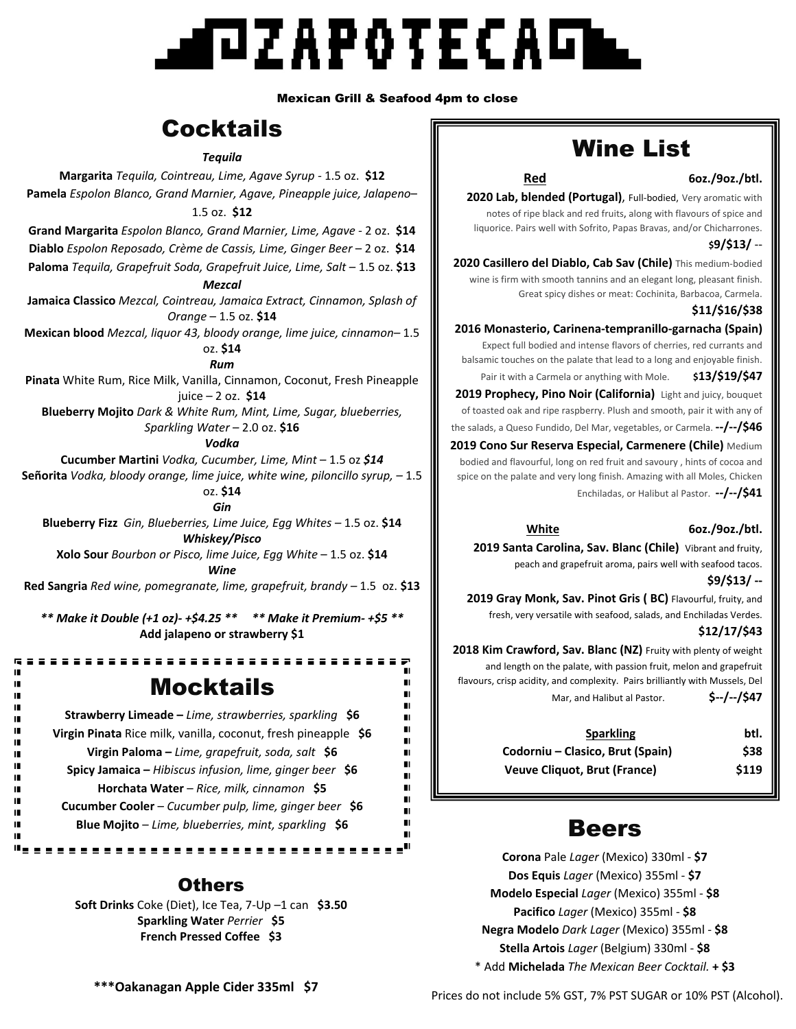# ZAPOTECA

Mexican Grill & Seafood 4pm to close

## Cocktails

***Tequila***

**Margarita** *Tequila, Cointreau, Lime, Agave Syrup* - 1.5 oz. **$12**

**Pamela** *Espolon Blanco, Grand Marnier, Agave, Pineapple juice, Jalapeno*– 1.5 oz. **$12**

**Grand Margarita** *Espolon Blanco, Grand Marnier, Lime, Agave* - 2 oz. **$14**

**Diablo** *Espolon Reposado, Crème de Cassis, Lime, Ginger Beer* – 2 oz. **$14**

**Paloma** *Tequila, Grapefruit Soda, Grapefruit Juice, Lime, Salt* – 1.5 oz. **$13**

***Mezcal***

**Jamaica Classico** *Mezcal, Cointreau, Jamaica Extract, Cinnamon, Splash of Orange* – 1.5 oz. **$14**

**Mexican blood** *Mezcal, liquor 43, bloody orange, lime juice, cinnamon*– 1.5 oz. **$14**

***Rum***

**Pinata** White Rum, Rice Milk, Vanilla, Cinnamon, Coconut, Fresh Pineapple juice – 2 oz. **$14**

**Blueberry Mojito** *Dark & White Rum, Mint, Lime, Sugar, blueberries, Sparkling Water* – 2.0 oz. **$16**

***Vodka***

**Cucumber Martini** *Vodka, Cucumber, Lime, Mint* – 1.5 oz ***$14***

**Señorita** *Vodka, bloody orange, lime juice, white wine, piloncillo syrup,* – 1.5 oz. **$14**

***Gin***

**Blueberry Fizz** *Gin, Blueberries, Lime Juice, Egg Whites* – 1.5 oz. **$14**

***Whiskey/Pisco***

**Xolo Sour** *Bourbon or Pisco, lime Juice, Egg White* – 1.5 oz. **$14**

***Wine***

**Red Sangria** *Red wine, pomegranate, lime, grapefruit, brandy* – 1.5 oz. **$13**

***\*\* Make it Double (+1 oz)- +$4.25 \*\*   \*\* Make it Premium- +$5 \*\****

**Add jalapeno or strawberry $1**

## Mocktails

**Strawberry Limeade –** *Lime, strawberries, sparkling* **$6**

**Virgin Pinata** Rice milk, vanilla, coconut, fresh pineapple **$6**

**Virgin Paloma –** *Lime, grapefruit, soda, salt* **$6**

**Spicy Jamaica –** *Hibiscus infusion, lime, ginger beer* **$6**

**Horchata Water** – *Rice, milk, cinnamon* **$5**

**Cucumber Cooler** – *Cucumber pulp, lime, ginger beer* **$6**

**Blue Mojito** – *Lime, blueberries, mint, sparkling* **$6**

## Others

**Soft Drinks** Coke (Diet), Ice Tea, 7-Up –1 can **$3.50**

**Sparkling Water** *Perrier* **$5**

**French Pressed Coffee** **$3**

**\*\*\*Oakanagan Apple Cider 335ml $7**

## Wine List

**Red** — **6oz./9oz./btl.**

**2020 Lab, blended (Portugal)**, Full-bodied, Very aromatic with notes of ripe black and red fruits, along with flavours of spice and liquorice. Pairs well with Sofrito, Papas Bravas, and/or Chicharrones. **$9/$13/** --

**2020 Casillero del Diablo, Cab Sav (Chile)** This medium-bodied wine is firm with smooth tannins and an elegant long, pleasant finish. Great spicy dishes or meat: Cochinita, Barbacoa, Carmela. **$11/$16/$38**

**2016 Monasterio, Carinena-tempranillo-garnacha (Spain)** Expect full bodied and intense flavors of cherries, red currants and balsamic touches on the palate that lead to a long and enjoyable finish. Pair it with a Carmela or anything with Mole. **$13/$19/$47**

**2019 Prophecy, Pino Noir (California)** Light and juicy, bouquet of toasted oak and ripe raspberry. Plush and smooth, pair it with any of the salads, a Queso Fundido, Del Mar, vegetables, or Carmela. **--/--/$46**

**2019 Cono Sur Reserva Especial, Carmenere (Chile)** Medium bodied and flavourful, long on red fruit and savoury , hints of cocoa and spice on the palate and very long finish. Amazing with all Moles, Chicken Enchiladas, or Halibut al Pastor. **--/--/$41**

**White** — **6oz./9oz./btl.**

**2019 Santa Carolina, Sav. Blanc (Chile)** Vibrant and fruity, peach and grapefruit aroma, pairs well with seafood tacos. **$9/$13/ --**

**2019 Gray Monk, Sav. Pinot Gris ( BC)** Flavourful, fruity, and fresh, very versatile with seafood, salads, and Enchiladas Verdes. **$12/17/$43**

**2018 Kim Crawford, Sav. Blanc (NZ)** Fruity with plenty of weight and length on the palate, with passion fruit, melon and grapefruit flavours, crisp acidity, and complexity. Pairs brilliantly with Mussels, Del Mar, and Halibut al Pastor. **$--/--/$47**

| Sparkling | btl. |
|---|---|
| Codorniu – Clasico, Brut (Spain) | $38 |
| Veuve Cliquot, Brut (France) | $119 |

## Beers

**Corona** Pale *Lager* (Mexico) 330ml - **$7**

**Dos Equis** *Lager* (Mexico) 355ml - **$7**

**Modelo Especial** *Lager* (Mexico) 355ml - **$8**

**Pacifico** *Lager* (Mexico) 355ml - **$8**

**Negra Modelo** *Dark Lager* (Mexico) 355ml - **$8**

**Stella Artois** *Lager* (Belgium) 330ml - **$8**

\* Add **Michelada** *The Mexican Beer Cocktail.* **+ $3**

Prices do not include 5% GST, 7% PST SUGAR or 10% PST (Alcohol).